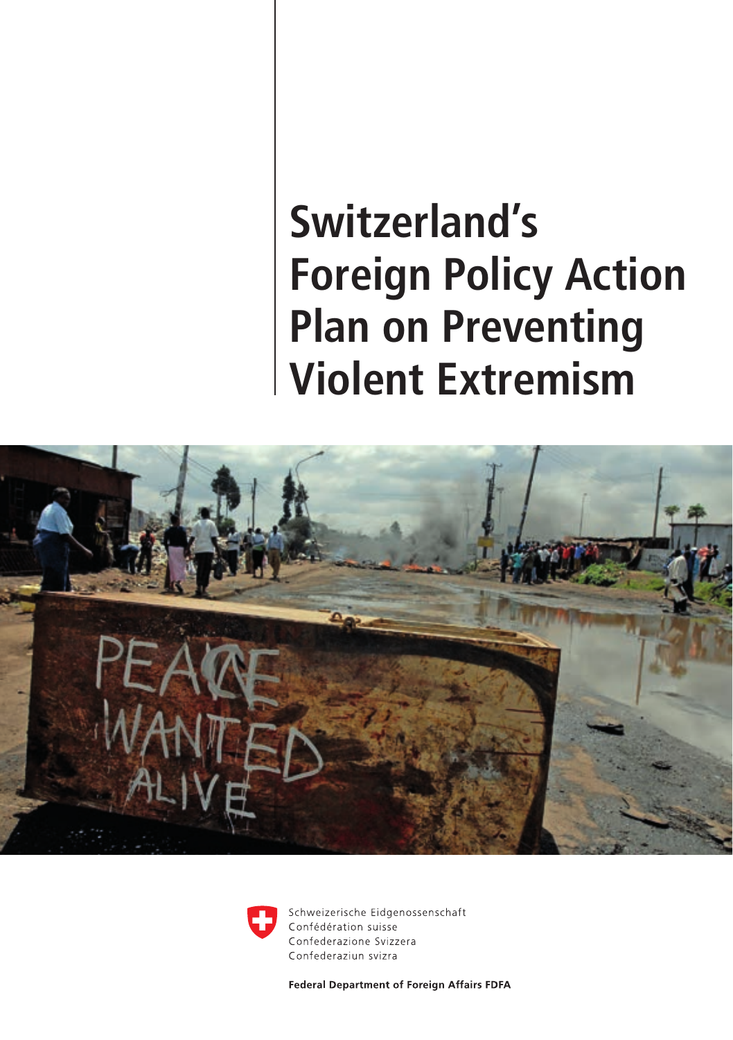# Switzerland's Foreign Policy Action Plan on Preventing Violent Extremism

Schweizerische Eidgenossenschaft
Confédération suisse
Confederazione Svizzera
Confederaziun svizra

**Federal Department of Foreign Affairs FDFA**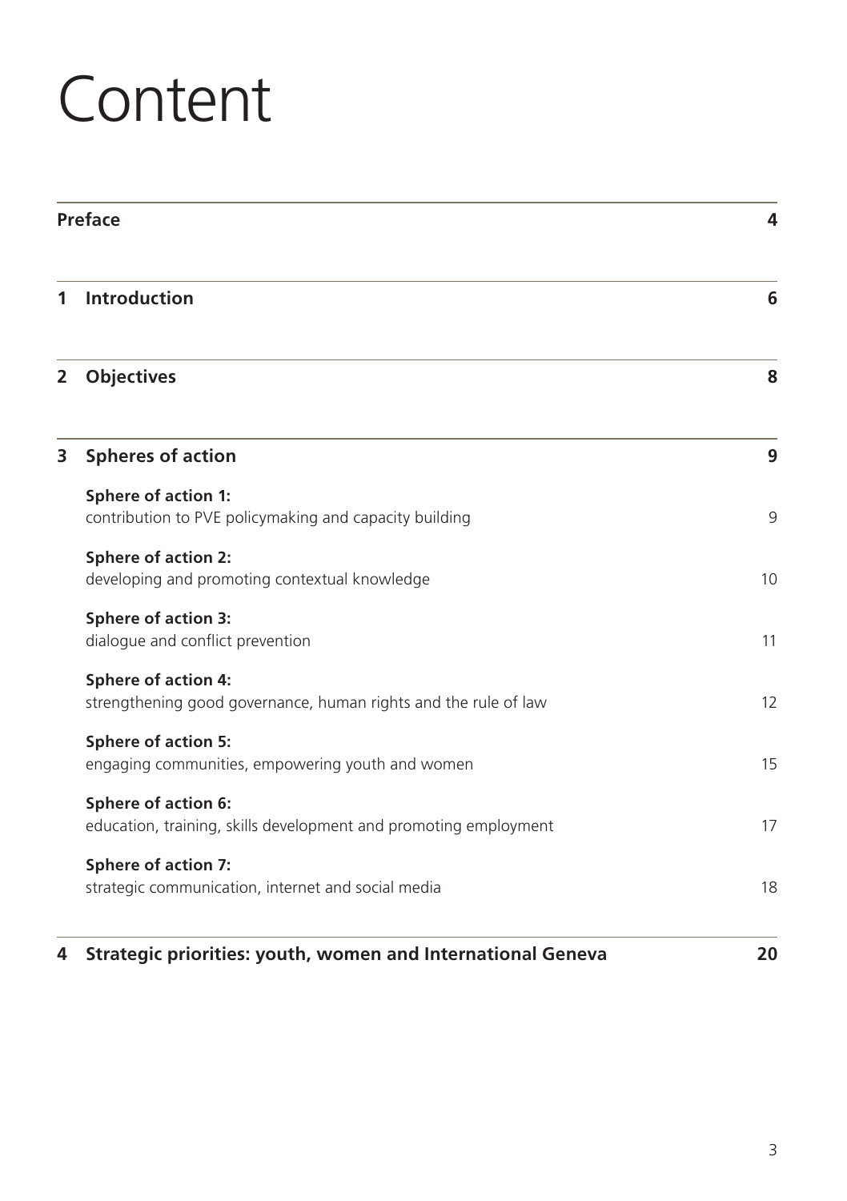# Content

| | | |
|---|---|---|
| **Preface** | | **4** |
| **1** | **Introduction** | **6** |
| **2** | **Objectives** | **8** |
| **3** | **Spheres of action** | **9** |
| | **Sphere of action 1:** contribution to PVE policymaking and capacity building | 9 |
| | **Sphere of action 2:** developing and promoting contextual knowledge | 10 |
| | **Sphere of action 3:** dialogue and conflict prevention | 11 |
| | **Sphere of action 4:** strengthening good governance, human rights and the rule of law | 12 |
| | **Sphere of action 5:** engaging communities, empowering youth and women | 15 |
| | **Sphere of action 6:** education, training, skills development and promoting employment | 17 |
| | **Sphere of action 7:** strategic communication, internet and social media | 18 |
| **4** | **Strategic priorities: youth, women and International Geneva** | **20** |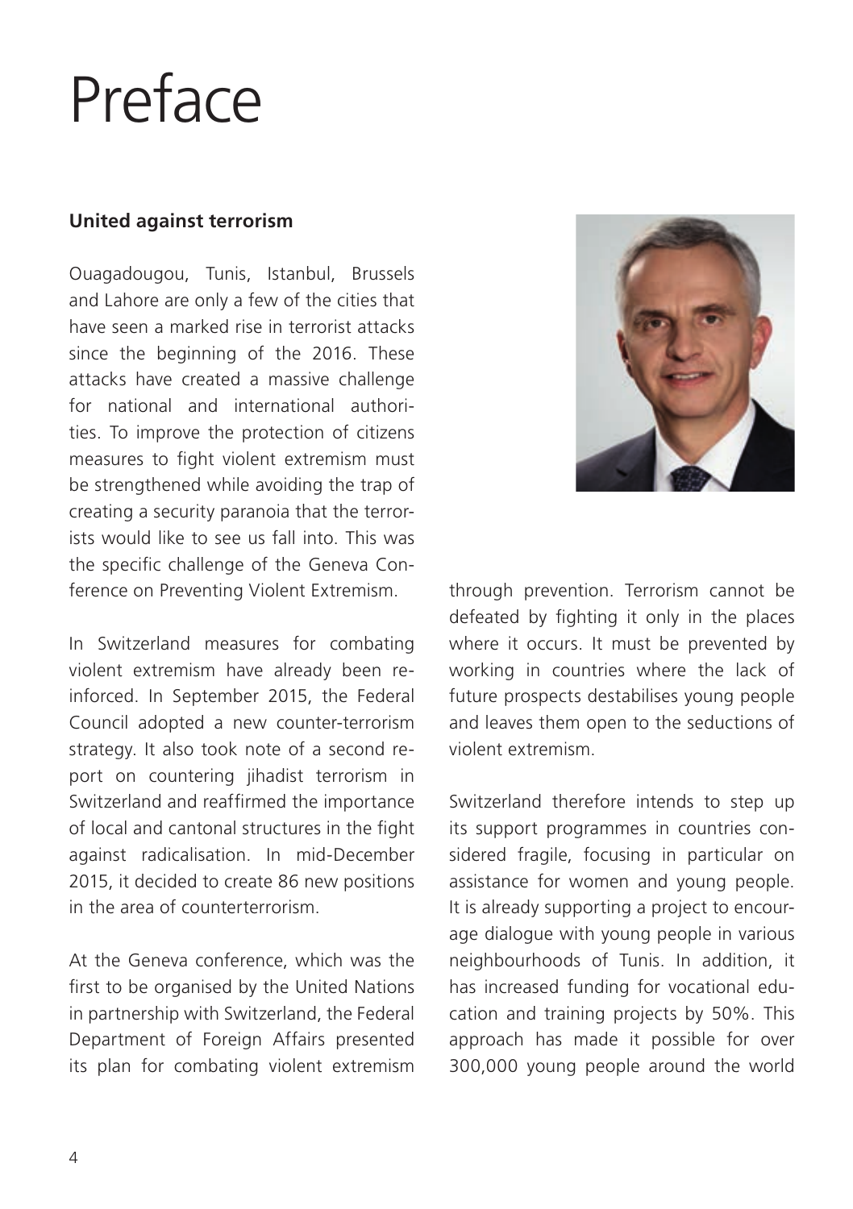# Preface

**United against terrorism**

Ouagadougou, Tunis, Istanbul, Brussels and Lahore are only a few of the cities that have seen a marked rise in terrorist attacks since the beginning of the 2016. These attacks have created a massive challenge for national and international authorities. To improve the protection of citizens measures to fight violent extremism must be strengthened while avoiding the trap of creating a security paranoia that the terrorists would like to see us fall into. This was the specific challenge of the Geneva Conference on Preventing Violent Extremism.

In Switzerland measures for combating violent extremism have already been reinforced. In September 2015, the Federal Council adopted a new counter-terrorism strategy. It also took note of a second report on countering jihadist terrorism in Switzerland and reaffirmed the importance of local and cantonal structures in the fight against radicalisation. In mid-December 2015, it decided to create 86 new positions in the area of counterterrorism.

At the Geneva conference, which was the first to be organised by the United Nations in partnership with Switzerland, the Federal Department of Foreign Affairs presented its plan for combating violent extremism through prevention. Terrorism cannot be defeated by fighting it only in the places where it occurs. It must be prevented by working in countries where the lack of future prospects destabilises young people and leaves them open to the seductions of violent extremism.

Switzerland therefore intends to step up its support programmes in countries considered fragile, focusing in particular on assistance for women and young people. It is already supporting a project to encourage dialogue with young people in various neighbourhoods of Tunis. In addition, it has increased funding for vocational education and training projects by 50%. This approach has made it possible for over 300,000 young people around the world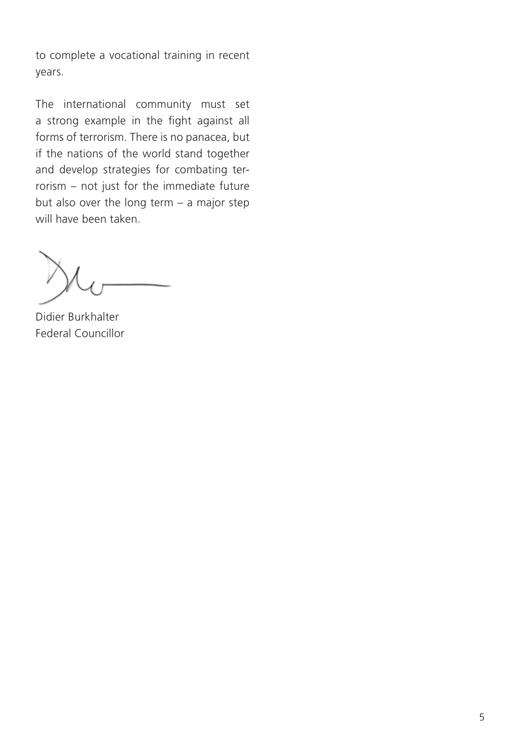to complete a vocational training in recent years.

The international community must set a strong example in the fight against all forms of terrorism. There is no panacea, but if the nations of the world stand together and develop strategies for combating terrorism – not just for the immediate future but also over the long term – a major step will have been taken.

Didier Burkhalter
Federal Councillor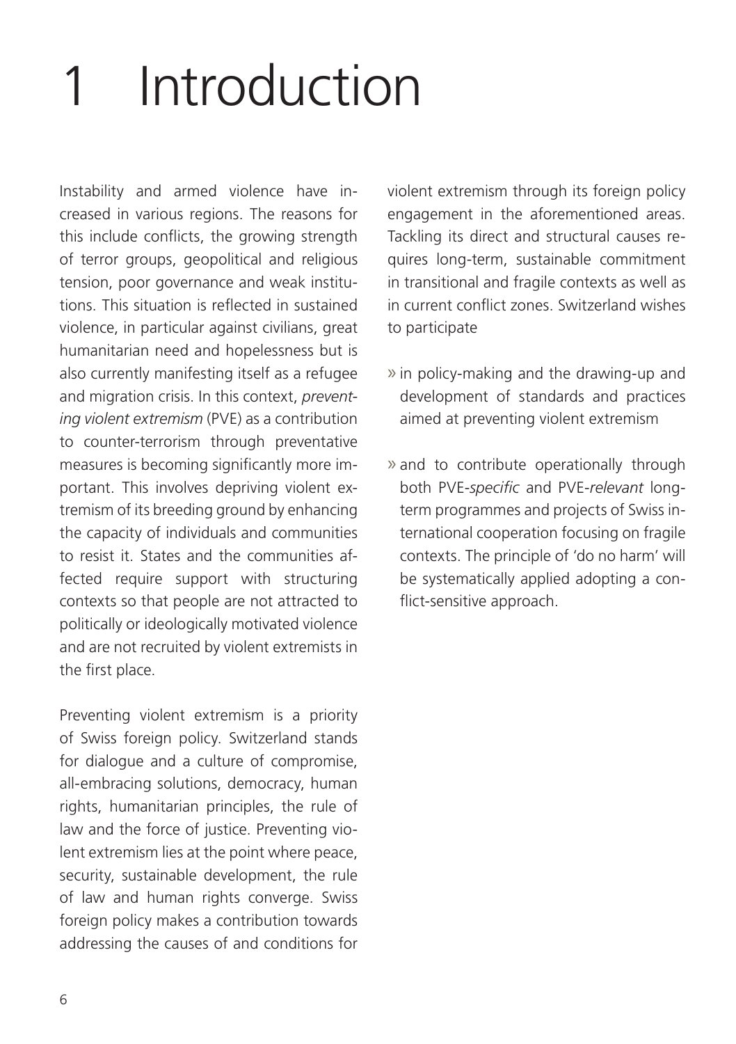# 1 Introduction

Instability and armed violence have increased in various regions. The reasons for this include conflicts, the growing strength of terror groups, geopolitical and religious tension, poor governance and weak institutions. This situation is reflected in sustained violence, in particular against civilians, great humanitarian need and hopelessness but is also currently manifesting itself as a refugee and migration crisis. In this context, *preventing violent extremism* (PVE) as a contribution to counter-terrorism through preventative measures is becoming significantly more important. This involves depriving violent extremism of its breeding ground by enhancing the capacity of individuals and communities to resist it. States and the communities affected require support with structuring contexts so that people are not attracted to politically or ideologically motivated violence and are not recruited by violent extremists in the first place.

Preventing violent extremism is a priority of Swiss foreign policy. Switzerland stands for dialogue and a culture of compromise, all-embracing solutions, democracy, human rights, humanitarian principles, the rule of law and the force of justice. Preventing violent extremism lies at the point where peace, security, sustainable development, the rule of law and human rights converge. Swiss foreign policy makes a contribution towards addressing the causes of and conditions for violent extremism through its foreign policy engagement in the aforementioned areas. Tackling its direct and structural causes requires long-term, sustainable commitment in transitional and fragile contexts as well as in current conflict zones. Switzerland wishes to participate

- » in policy-making and the drawing-up and development of standards and practices aimed at preventing violent extremism
- » and to contribute operationally through both PVE-*specific* and PVE-*relevant* long-term programmes and projects of Swiss international cooperation focusing on fragile contexts. The principle of 'do no harm' will be systematically applied adopting a conflict-sensitive approach.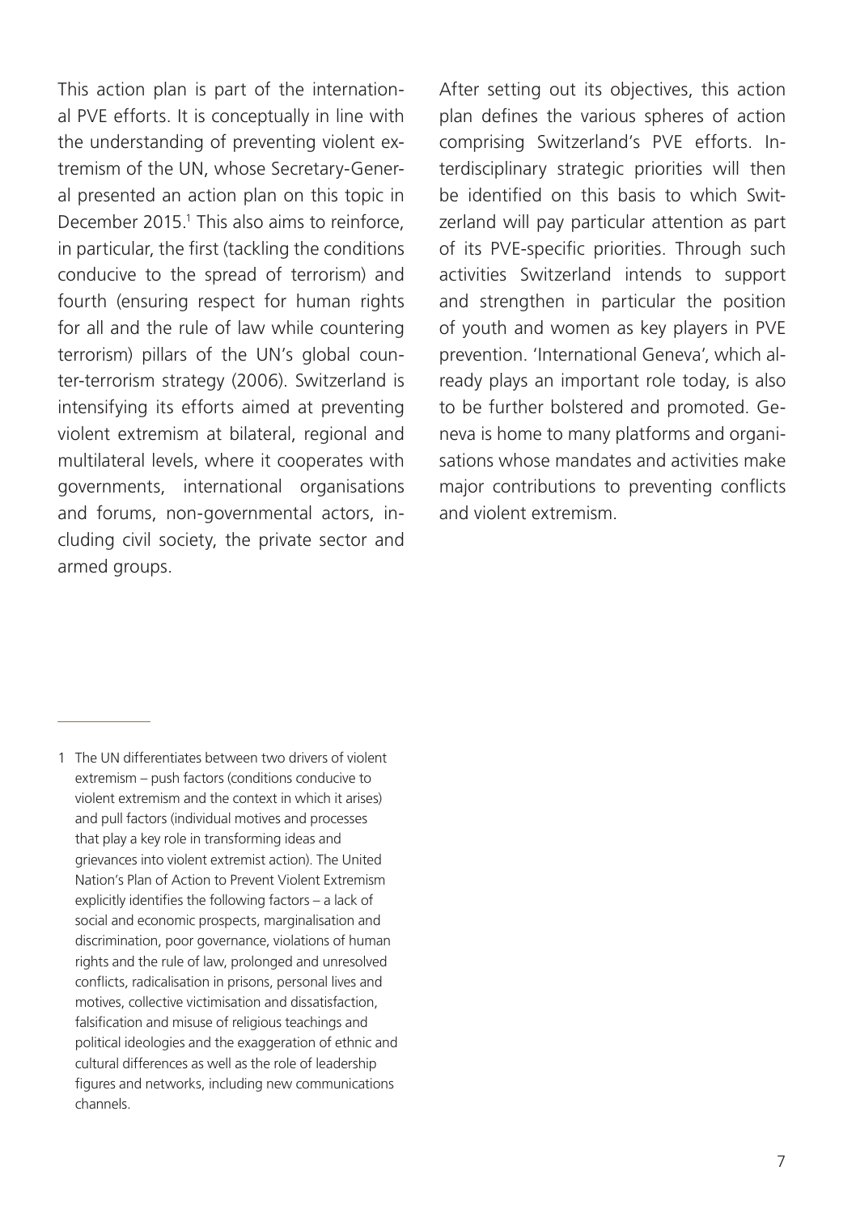This action plan is part of the international PVE efforts. It is conceptually in line with the understanding of preventing violent extremism of the UN, whose Secretary-General presented an action plan on this topic in December 2015.[1] This also aims to reinforce, in particular, the first (tackling the conditions conducive to the spread of terrorism) and fourth (ensuring respect for human rights for all and the rule of law while countering terrorism) pillars of the UN's global counter-terrorism strategy (2006). Switzerland is intensifying its efforts aimed at preventing violent extremism at bilateral, regional and multilateral levels, where it cooperates with governments, international organisations and forums, non-governmental actors, including civil society, the private sector and armed groups.

After setting out its objectives, this action plan defines the various spheres of action comprising Switzerland's PVE efforts. Interdisciplinary strategic priorities will then be identified on this basis to which Switzerland will pay particular attention as part of its PVE-specific priorities. Through such activities Switzerland intends to support and strengthen in particular the position of youth and women as key players in PVE prevention. 'International Geneva', which already plays an important role today, is also to be further bolstered and promoted. Geneva is home to many platforms and organisations whose mandates and activities make major contributions to preventing conflicts and violent extremism.

---

1 The UN differentiates between two drivers of violent extremism – push factors (conditions conducive to violent extremism and the context in which it arises) and pull factors (individual motives and processes that play a key role in transforming ideas and grievances into violent extremist action). The United Nation's Plan of Action to Prevent Violent Extremism explicitly identifies the following factors – a lack of social and economic prospects, marginalisation and discrimination, poor governance, violations of human rights and the rule of law, prolonged and unresolved conflicts, radicalisation in prisons, personal lives and motives, collective victimisation and dissatisfaction, falsification and misuse of religious teachings and political ideologies and the exaggeration of ethnic and cultural differences as well as the role of leadership figures and networks, including new communications channels.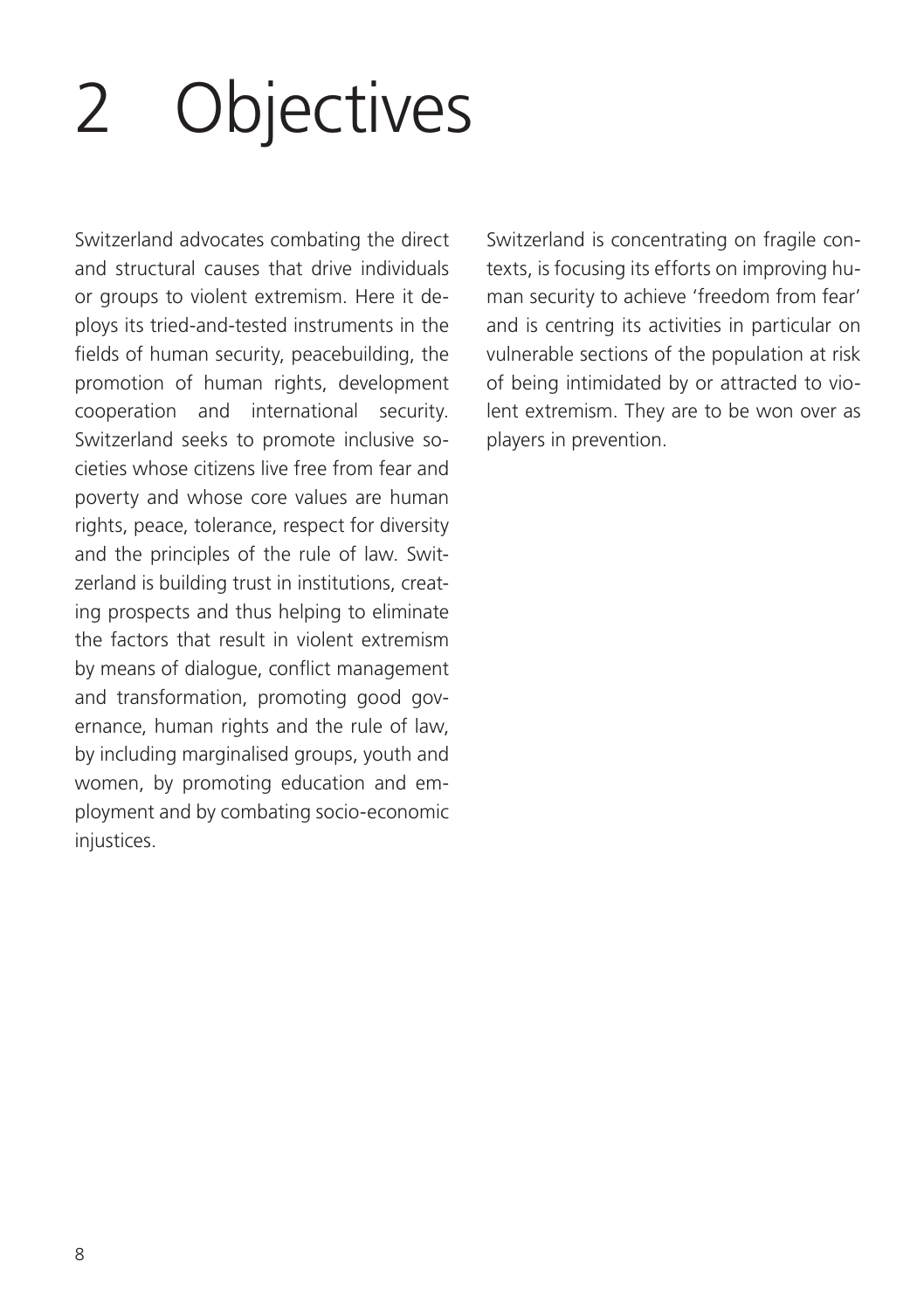# 2 Objectives

Switzerland advocates combating the direct and structural causes that drive individuals or groups to violent extremism. Here it deploys its tried-and-tested instruments in the fields of human security, peacebuilding, the promotion of human rights, development cooperation and international security. Switzerland seeks to promote inclusive societies whose citizens live free from fear and poverty and whose core values are human rights, peace, tolerance, respect for diversity and the principles of the rule of law. Switzerland is building trust in institutions, creating prospects and thus helping to eliminate the factors that result in violent extremism by means of dialogue, conflict management and transformation, promoting good governance, human rights and the rule of law, by including marginalised groups, youth and women, by promoting education and employment and by combating socio-economic injustices.

Switzerland is concentrating on fragile contexts, is focusing its efforts on improving human security to achieve 'freedom from fear' and is centring its activities in particular on vulnerable sections of the population at risk of being intimidated by or attracted to violent extremism. They are to be won over as players in prevention.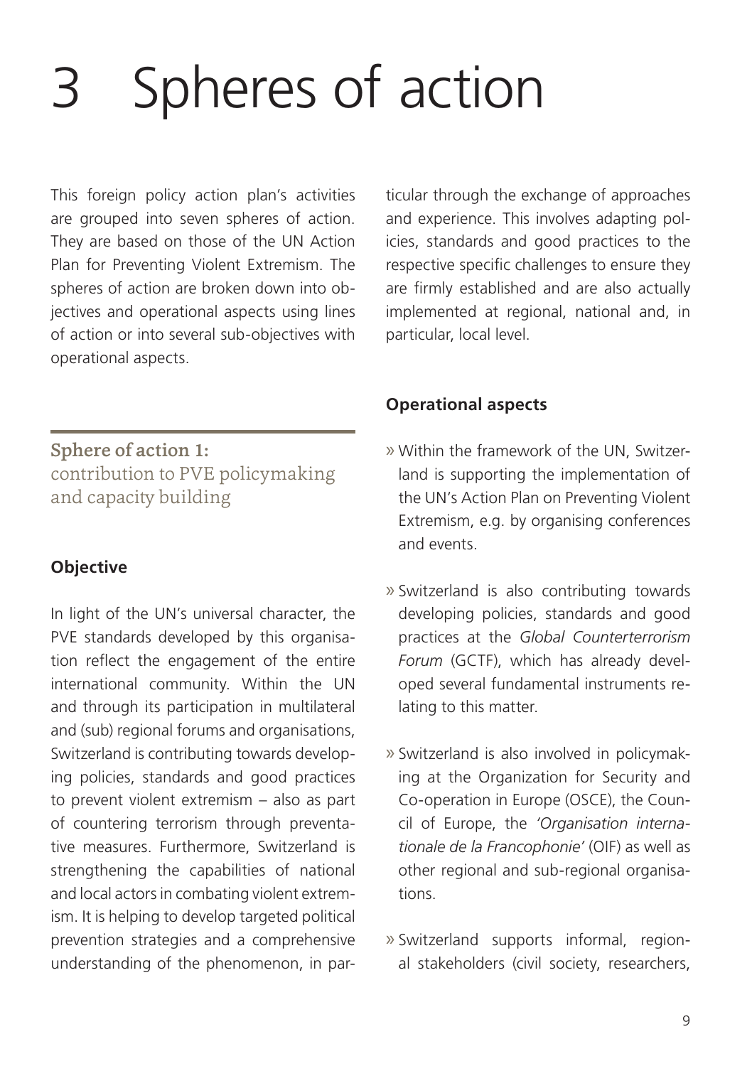# 3 Spheres of action

This foreign policy action plan's activities are grouped into seven spheres of action. They are based on those of the UN Action Plan for Preventing Violent Extremism. The spheres of action are broken down into objectives and operational aspects using lines of action or into several sub-objectives with operational aspects.

## Sphere of action 1: contribution to PVE policymaking and capacity building

### Objective

In light of the UN's universal character, the PVE standards developed by this organisation reflect the engagement of the entire international community. Within the UN and through its participation in multilateral and (sub) regional forums and organisations, Switzerland is contributing towards developing policies, standards and good practices to prevent violent extremism – also as part of countering terrorism through preventative measures. Furthermore, Switzerland is strengthening the capabilities of national and local actors in combating violent extremism. It is helping to develop targeted political prevention strategies and a comprehensive understanding of the phenomenon, in particular through the exchange of approaches and experience. This involves adapting policies, standards and good practices to the respective specific challenges to ensure they are firmly established and are also actually implemented at regional, national and, in particular, local level.

### Operational aspects

- Within the framework of the UN, Switzerland is supporting the implementation of the UN's Action Plan on Preventing Violent Extremism, e.g. by organising conferences and events.
- Switzerland is also contributing towards developing policies, standards and good practices at the *Global Counterterrorism Forum* (GCTF), which has already developed several fundamental instruments relating to this matter.
- Switzerland is also involved in policymaking at the Organization for Security and Co-operation in Europe (OSCE), the Council of Europe, the *'Organisation internationale de la Francophonie'* (OIF) as well as other regional and sub-regional organisations.
- Switzerland supports informal, regional stakeholders (civil society, researchers,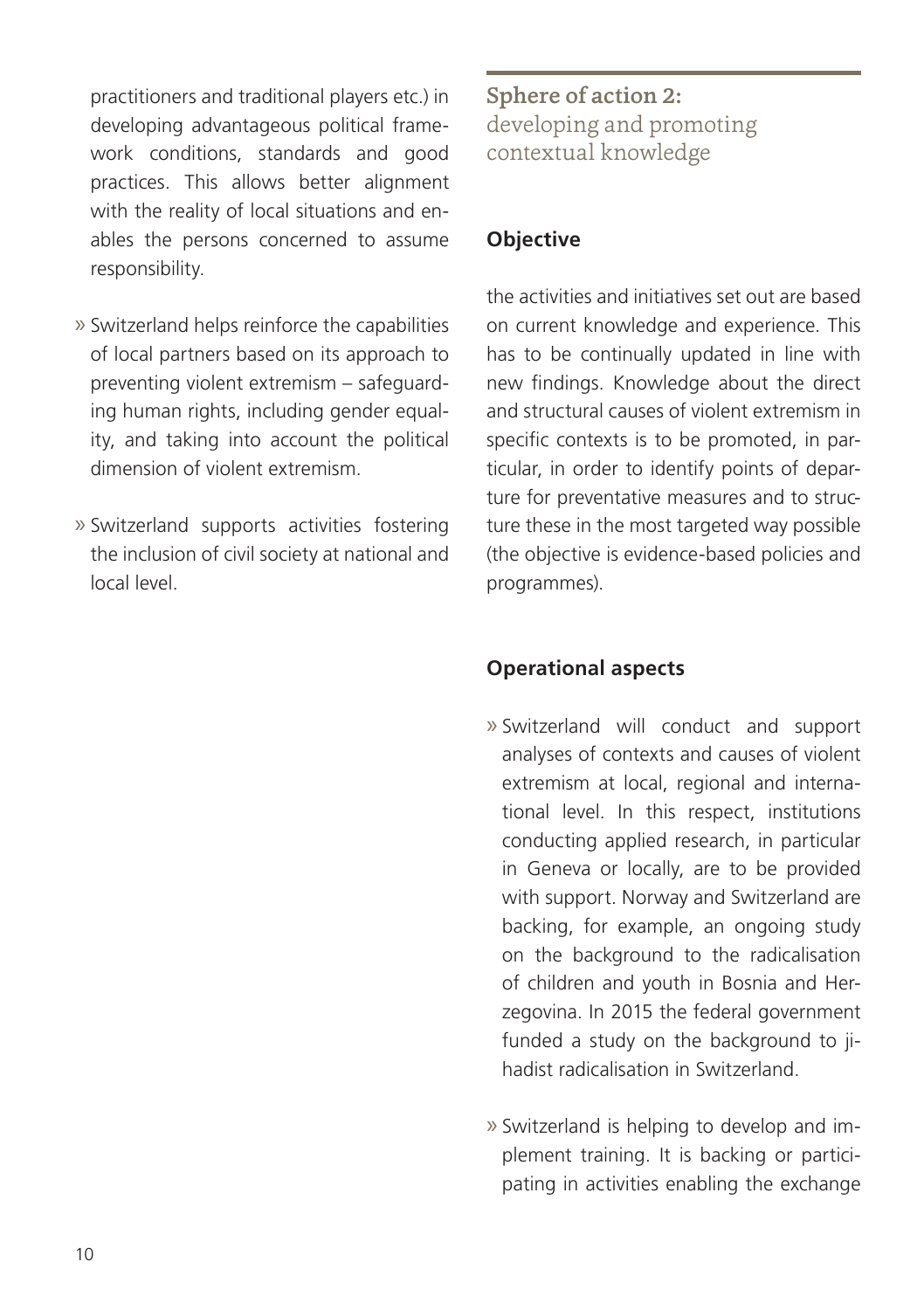practitioners and traditional players etc.) in developing advantageous political framework conditions, standards and good practices. This allows better alignment with the reality of local situations and enables the persons concerned to assume responsibility.

- Switzerland helps reinforce the capabilities of local partners based on its approach to preventing violent extremism – safeguarding human rights, including gender equality, and taking into account the political dimension of violent extremism.

- Switzerland supports activities fostering the inclusion of civil society at national and local level.

## Sphere of action 2: developing and promoting contextual knowledge

### Objective

the activities and initiatives set out are based on current knowledge and experience. This has to be continually updated in line with new findings. Knowledge about the direct and structural causes of violent extremism in specific contexts is to be promoted, in particular, in order to identify points of departure for preventative measures and to structure these in the most targeted way possible (the objective is evidence-based policies and programmes).

### Operational aspects

- Switzerland will conduct and support analyses of contexts and causes of violent extremism at local, regional and international level. In this respect, institutions conducting applied research, in particular in Geneva or locally, are to be provided with support. Norway and Switzerland are backing, for example, an ongoing study on the background to the radicalisation of children and youth in Bosnia and Herzegovina. In 2015 the federal government funded a study on the background to jihadist radicalisation in Switzerland.

- Switzerland is helping to develop and implement training. It is backing or participating in activities enabling the exchange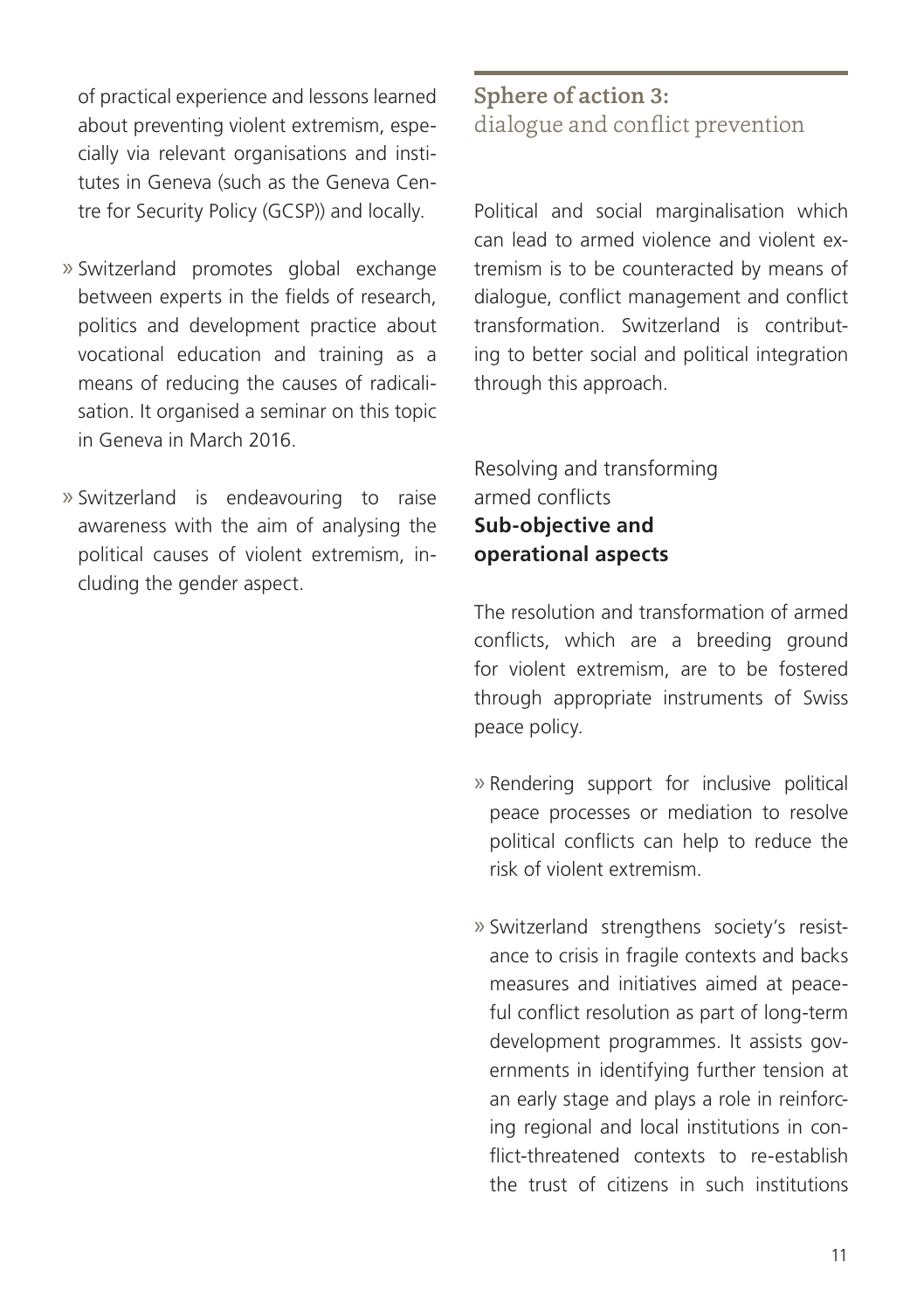of practical experience and lessons learned about preventing violent extremism, especially via relevant organisations and institutes in Geneva (such as the Geneva Centre for Security Policy (GCSP)) and locally.

- Switzerland promotes global exchange between experts in the fields of research, politics and development practice about vocational education and training as a means of reducing the causes of radicalisation. It organised a seminar on this topic in Geneva in March 2016.

- Switzerland is endeavouring to raise awareness with the aim of analysing the political causes of violent extremism, including the gender aspect.

## Sphere of action 3: dialogue and conflict prevention

Political and social marginalisation which can lead to armed violence and violent extremism is to be counteracted by means of dialogue, conflict management and conflict transformation. Switzerland is contributing to better social and political integration through this approach.

### Resolving and transforming armed conflicts **Sub-objective and operational aspects**

The resolution and transformation of armed conflicts, which are a breeding ground for violent extremism, are to be fostered through appropriate instruments of Swiss peace policy.

- Rendering support for inclusive political peace processes or mediation to resolve political conflicts can help to reduce the risk of violent extremism.

- Switzerland strengthens society's resistance to crisis in fragile contexts and backs measures and initiatives aimed at peaceful conflict resolution as part of long-term development programmes. It assists governments in identifying further tension at an early stage and plays a role in reinforcing regional and local institutions in conflict-threatened contexts to re-establish the trust of citizens in such institutions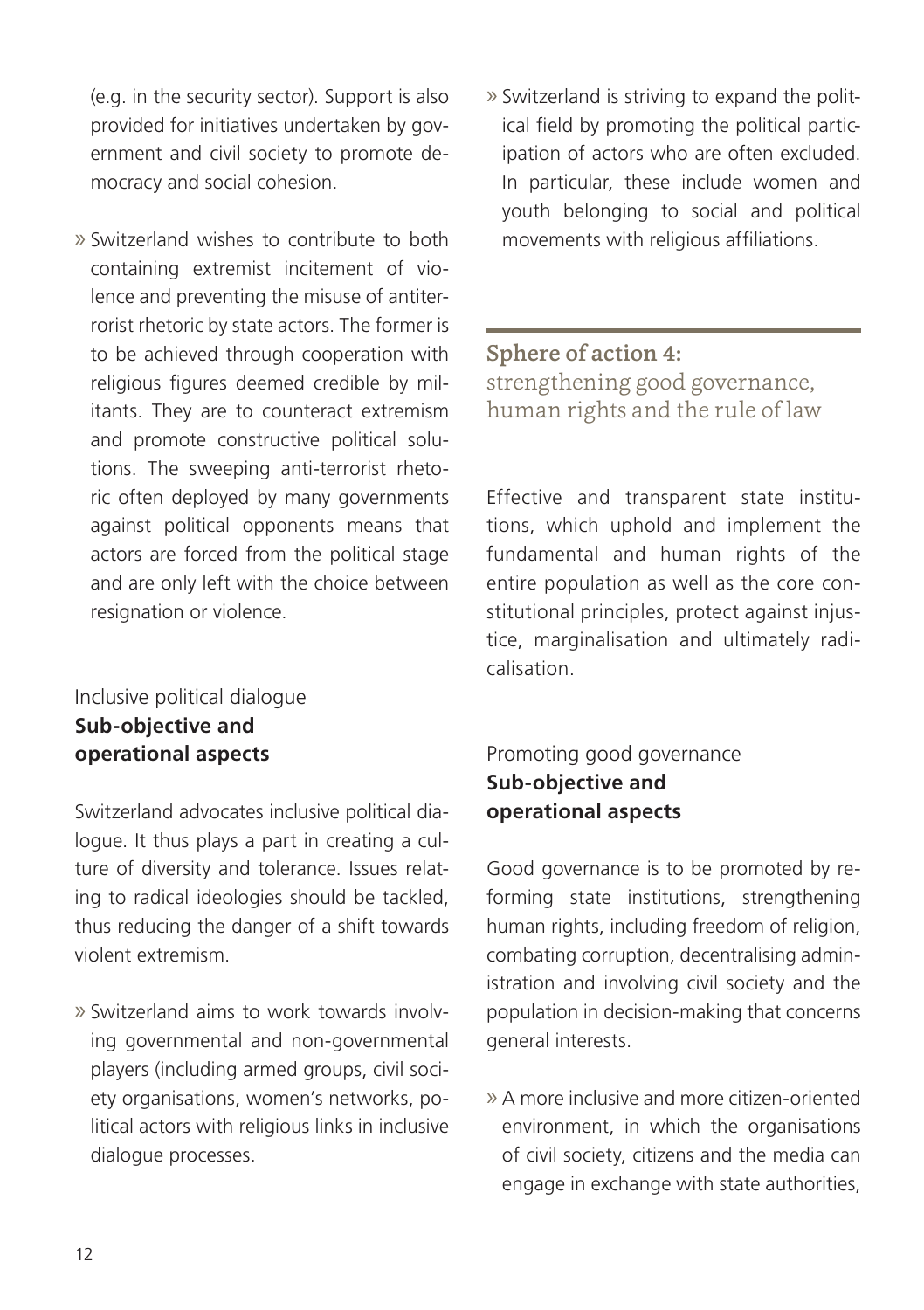(e.g. in the security sector). Support is also provided for initiatives undertaken by government and civil society to promote democracy and social cohesion.

- Switzerland wishes to contribute to both containing extremist incitement of violence and preventing the misuse of antiterrorist rhetoric by state actors. The former is to be achieved through cooperation with religious figures deemed credible by militants. They are to counteract extremism and promote constructive political solutions. The sweeping anti-terrorist rhetoric often deployed by many governments against political opponents means that actors are forced from the political stage and are only left with the choice between resignation or violence.

### Inclusive political dialogue
**Sub-objective and operational aspects**

Switzerland advocates inclusive political dialogue. It thus plays a part in creating a culture of diversity and tolerance. Issues relating to radical ideologies should be tackled, thus reducing the danger of a shift towards violent extremism.

- Switzerland aims to work towards involving governmental and non-governmental players (including armed groups, civil society organisations, women's networks, political actors with religious links in inclusive dialogue processes.

- Switzerland is striving to expand the political field by promoting the political participation of actors who are often excluded. In particular, these include women and youth belonging to social and political movements with religious affiliations.

## Sphere of action 4: strengthening good governance, human rights and the rule of law

Effective and transparent state institutions, which uphold and implement the fundamental and human rights of the entire population as well as the core constitutional principles, protect against injustice, marginalisation and ultimately radicalisation.

### Promoting good governance
**Sub-objective and operational aspects**

Good governance is to be promoted by reforming state institutions, strengthening human rights, including freedom of religion, combating corruption, decentralising administration and involving civil society and the population in decision-making that concerns general interests.

- A more inclusive and more citizen-oriented environment, in which the organisations of civil society, citizens and the media can engage in exchange with state authorities,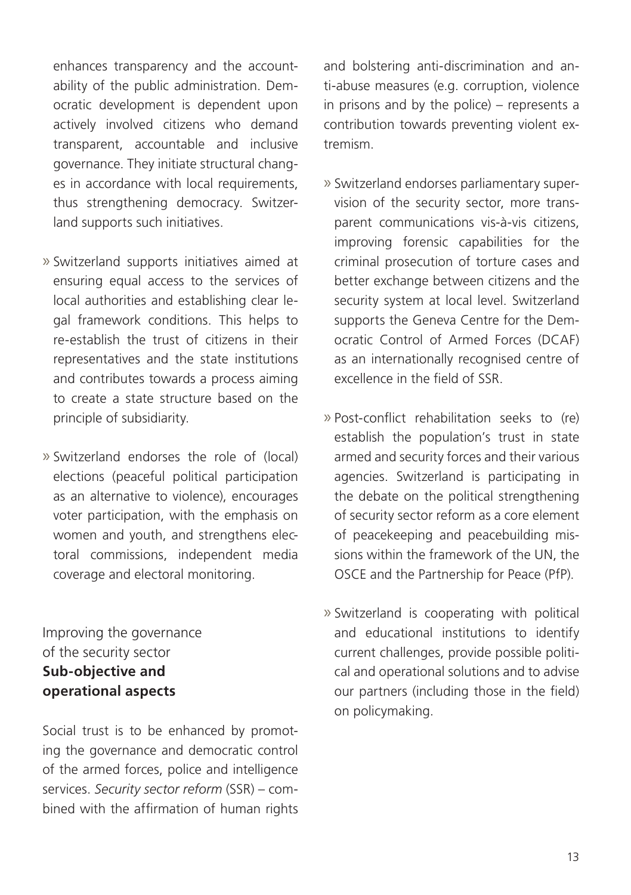enhances transparency and the accountability of the public administration. Democratic development is dependent upon actively involved citizens who demand transparent, accountable and inclusive governance. They initiate structural changes in accordance with local requirements, thus strengthening democracy. Switzerland supports such initiatives.

» Switzerland supports initiatives aimed at ensuring equal access to the services of local authorities and establishing clear legal framework conditions. This helps to re-establish the trust of citizens in their representatives and the state institutions and contributes towards a process aiming to create a state structure based on the principle of subsidiarity.

» Switzerland endorses the role of (local) elections (peaceful political participation as an alternative to violence), encourages voter participation, with the emphasis on women and youth, and strengthens electoral commissions, independent media coverage and electoral monitoring.

## Improving the governance of the security sector **Sub-objective and operational aspects**

Social trust is to be enhanced by promoting the governance and democratic control of the armed forces, police and intelligence services. *Security sector reform* (SSR) – combined with the affirmation of human rights and bolstering anti-discrimination and anti-abuse measures (e.g. corruption, violence in prisons and by the police) – represents a contribution towards preventing violent extremism.

» Switzerland endorses parliamentary supervision of the security sector, more transparent communications vis-à-vis citizens, improving forensic capabilities for the criminal prosecution of torture cases and better exchange between citizens and the security system at local level. Switzerland supports the Geneva Centre for the Democratic Control of Armed Forces (DCAF) as an internationally recognised centre of excellence in the field of SSR.

» Post-conflict rehabilitation seeks to (re) establish the population's trust in state armed and security forces and their various agencies. Switzerland is participating in the debate on the political strengthening of security sector reform as a core element of peacekeeping and peacebuilding missions within the framework of the UN, the OSCE and the Partnership for Peace (PfP).

» Switzerland is cooperating with political and educational institutions to identify current challenges, provide possible political and operational solutions and to advise our partners (including those in the field) on policymaking.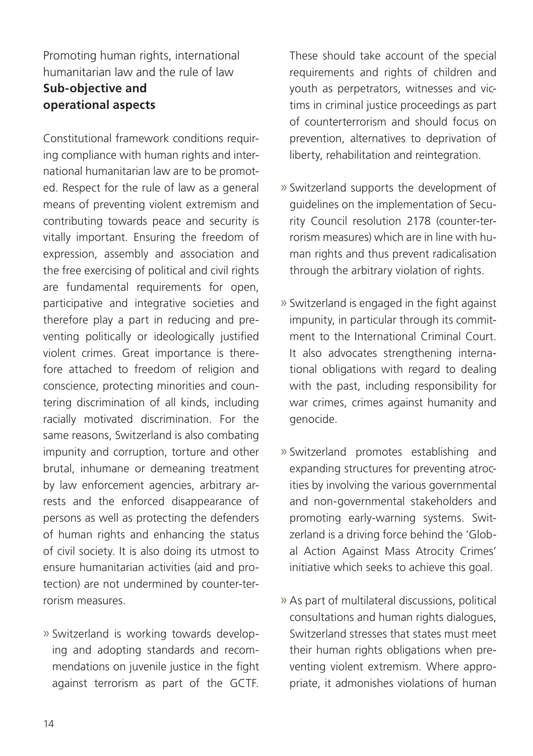Promoting human rights, international humanitarian law and the rule of law

## Sub-objective and operational aspects

Constitutional framework conditions requiring compliance with human rights and international humanitarian law are to be promoted. Respect for the rule of law as a general means of preventing violent extremism and contributing towards peace and security is vitally important. Ensuring the freedom of expression, assembly and association and the free exercising of political and civil rights are fundamental requirements for open, participative and integrative societies and therefore play a part in reducing and preventing politically or ideologically justified violent crimes. Great importance is therefore attached to freedom of religion and conscience, protecting minorities and countering discrimination of all kinds, including racially motivated discrimination. For the same reasons, Switzerland is also combating impunity and corruption, torture and other brutal, inhumane or demeaning treatment by law enforcement agencies, arbitrary arrests and the enforced disappearance of persons as well as protecting the defenders of human rights and enhancing the status of civil society. It is also doing its utmost to ensure humanitarian activities (aid and protection) are not undermined by counter-terrorism measures.

» Switzerland is working towards developing and adopting standards and recommendations on juvenile justice in the fight against terrorism as part of the GCTF. These should take account of the special requirements and rights of children and youth as perpetrators, witnesses and victims in criminal justice proceedings as part of counterterrorism and should focus on prevention, alternatives to deprivation of liberty, rehabilitation and reintegration.

» Switzerland supports the development of guidelines on the implementation of Security Council resolution 2178 (counter-terrorism measures) which are in line with human rights and thus prevent radicalisation through the arbitrary violation of rights.

» Switzerland is engaged in the fight against impunity, in particular through its commitment to the International Criminal Court. It also advocates strengthening international obligations with regard to dealing with the past, including responsibility for war crimes, crimes against humanity and genocide.

» Switzerland promotes establishing and expanding structures for preventing atrocities by involving the various governmental and non-governmental stakeholders and promoting early-warning systems. Switzerland is a driving force behind the 'Global Action Against Mass Atrocity Crimes' initiative which seeks to achieve this goal.

» As part of multilateral discussions, political consultations and human rights dialogues, Switzerland stresses that states must meet their human rights obligations when preventing violent extremism. Where appropriate, it admonishes violations of human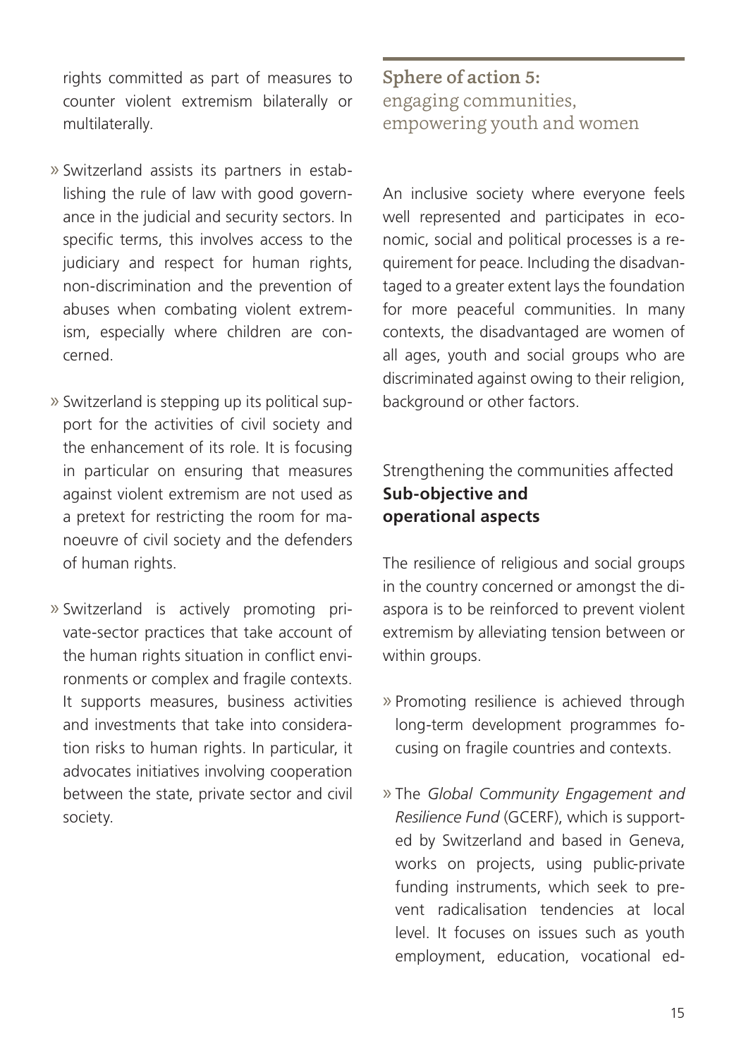rights committed as part of measures to counter violent extremism bilaterally or multilaterally.

- » Switzerland assists its partners in establishing the rule of law with good governance in the judicial and security sectors. In specific terms, this involves access to the judiciary and respect for human rights, non-discrimination and the prevention of abuses when combating violent extremism, especially where children are concerned.

- » Switzerland is stepping up its political support for the activities of civil society and the enhancement of its role. It is focusing in particular on ensuring that measures against violent extremism are not used as a pretext for restricting the room for manoeuvre of civil society and the defenders of human rights.

- » Switzerland is actively promoting private-sector practices that take account of the human rights situation in conflict environments or complex and fragile contexts. It supports measures, business activities and investments that take into consideration risks to human rights. In particular, it advocates initiatives involving cooperation between the state, private sector and civil society.

## Sphere of action 5: engaging communities, empowering youth and women

An inclusive society where everyone feels well represented and participates in economic, social and political processes is a requirement for peace. Including the disadvantaged to a greater extent lays the foundation for more peaceful communities. In many contexts, the disadvantaged are women of all ages, youth and social groups who are discriminated against owing to their religion, background or other factors.

### Strengthening the communities affected **Sub-objective and operational aspects**

The resilience of religious and social groups in the country concerned or amongst the diaspora is to be reinforced to prevent violent extremism by alleviating tension between or within groups.

- » Promoting resilience is achieved through long-term development programmes focusing on fragile countries and contexts.

- » The *Global Community Engagement and Resilience Fund* (GCERF), which is supported by Switzerland and based in Geneva, works on projects, using public-private funding instruments, which seek to prevent radicalisation tendencies at local level. It focuses on issues such as youth employment, education, vocational ed-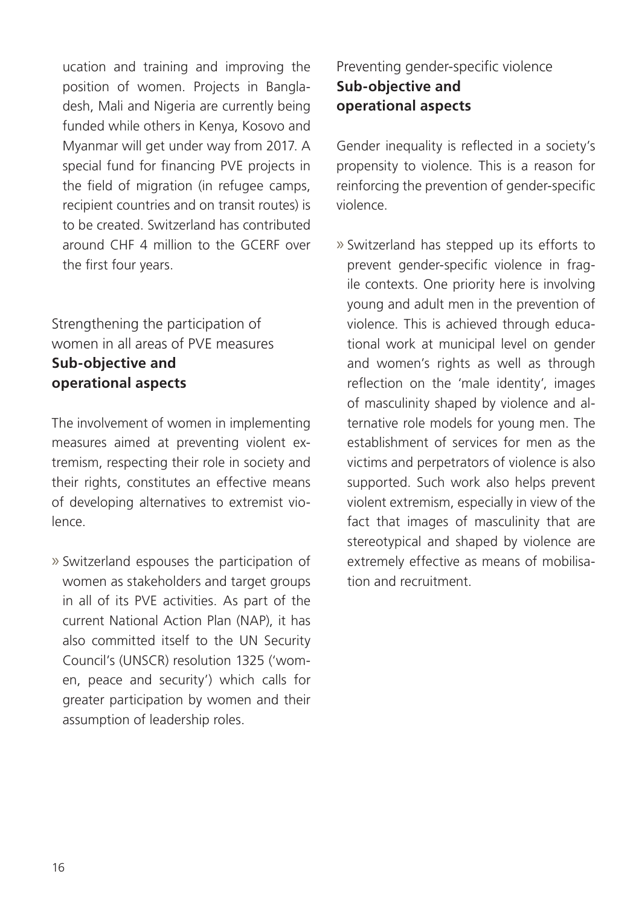ucation and training and improving the position of women. Projects in Bangladesh, Mali and Nigeria are currently being funded while others in Kenya, Kosovo and Myanmar will get under way from 2017. A special fund for financing PVE projects in the field of migration (in refugee camps, recipient countries and on transit routes) is to be created. Switzerland has contributed around CHF 4 million to the GCERF over the first four years.

### Strengthening the participation of women in all areas of PVE measures
**Sub-objective and operational aspects**

The involvement of women in implementing measures aimed at preventing violent extremism, respecting their role in society and their rights, constitutes an effective means of developing alternatives to extremist violence.

» Switzerland espouses the participation of women as stakeholders and target groups in all of its PVE activities. As part of the current National Action Plan (NAP), it has also committed itself to the UN Security Council's (UNSCR) resolution 1325 ('women, peace and security') which calls for greater participation by women and their assumption of leadership roles.

### Preventing gender-specific violence
**Sub-objective and operational aspects**

Gender inequality is reflected in a society's propensity to violence. This is a reason for reinforcing the prevention of gender-specific violence.

» Switzerland has stepped up its efforts to prevent gender-specific violence in fragile contexts. One priority here is involving young and adult men in the prevention of violence. This is achieved through educational work at municipal level on gender and women's rights as well as through reflection on the 'male identity', images of masculinity shaped by violence and alternative role models for young men. The establishment of services for men as the victims and perpetrators of violence is also supported. Such work also helps prevent violent extremism, especially in view of the fact that images of masculinity that are stereotypical and shaped by violence are extremely effective as means of mobilisation and recruitment.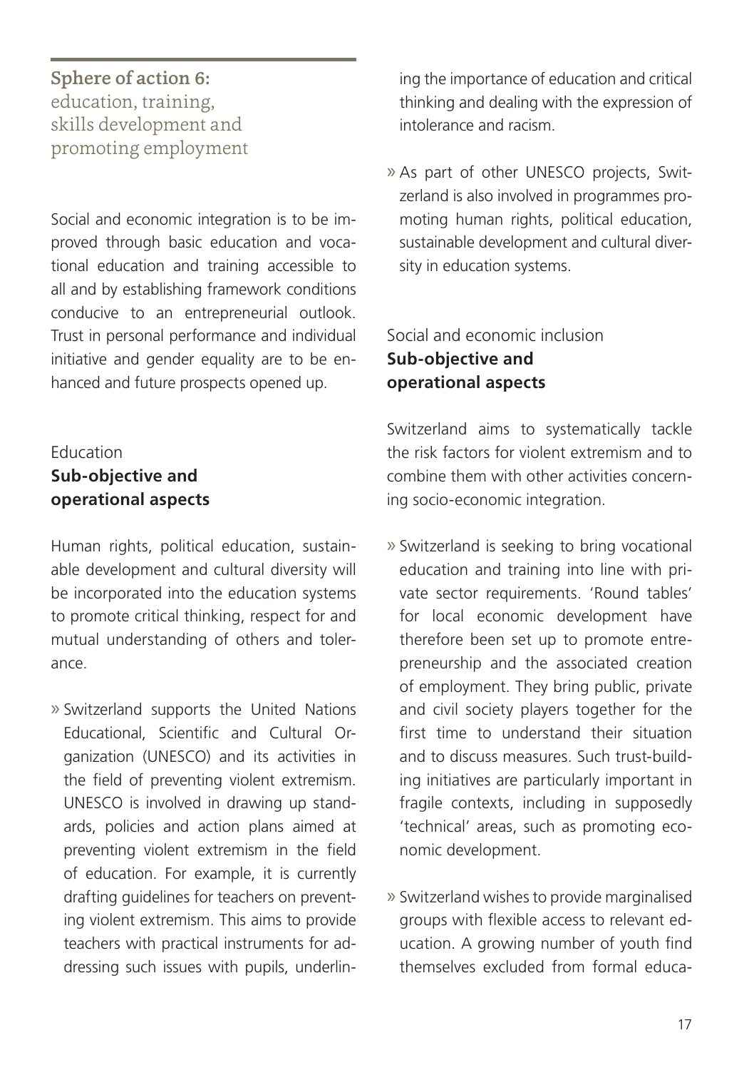## Sphere of action 6: education, training, skills development and promoting employment

Social and economic integration is to be improved through basic education and vocational education and training accessible to all and by establishing framework conditions conducive to an entrepreneurial outlook. Trust in personal performance and individual initiative and gender equality are to be enhanced and future prospects opened up.

### Education
**Sub-objective and operational aspects**

Human rights, political education, sustainable development and cultural diversity will be incorporated into the education systems to promote critical thinking, respect for and mutual understanding of others and tolerance.

» Switzerland supports the United Nations Educational, Scientific and Cultural Organization (UNESCO) and its activities in the field of preventing violent extremism. UNESCO is involved in drawing up standards, policies and action plans aimed at preventing violent extremism in the field of education. For example, it is currently drafting guidelines for teachers on preventing violent extremism. This aims to provide teachers with practical instruments for addressing such issues with pupils, underlining the importance of education and critical thinking and dealing with the expression of intolerance and racism.

» As part of other UNESCO projects, Switzerland is also involved in programmes promoting human rights, political education, sustainable development and cultural diversity in education systems.

### Social and economic inclusion
**Sub-objective and operational aspects**

Switzerland aims to systematically tackle the risk factors for violent extremism and to combine them with other activities concerning socio-economic integration.

» Switzerland is seeking to bring vocational education and training into line with private sector requirements. 'Round tables' for local economic development have therefore been set up to promote entrepreneurship and the associated creation of employment. They bring public, private and civil society players together for the first time to understand their situation and to discuss measures. Such trust-building initiatives are particularly important in fragile contexts, including in supposedly 'technical' areas, such as promoting economic development.

» Switzerland wishes to provide marginalised groups with flexible access to relevant education. A growing number of youth find themselves excluded from formal educa-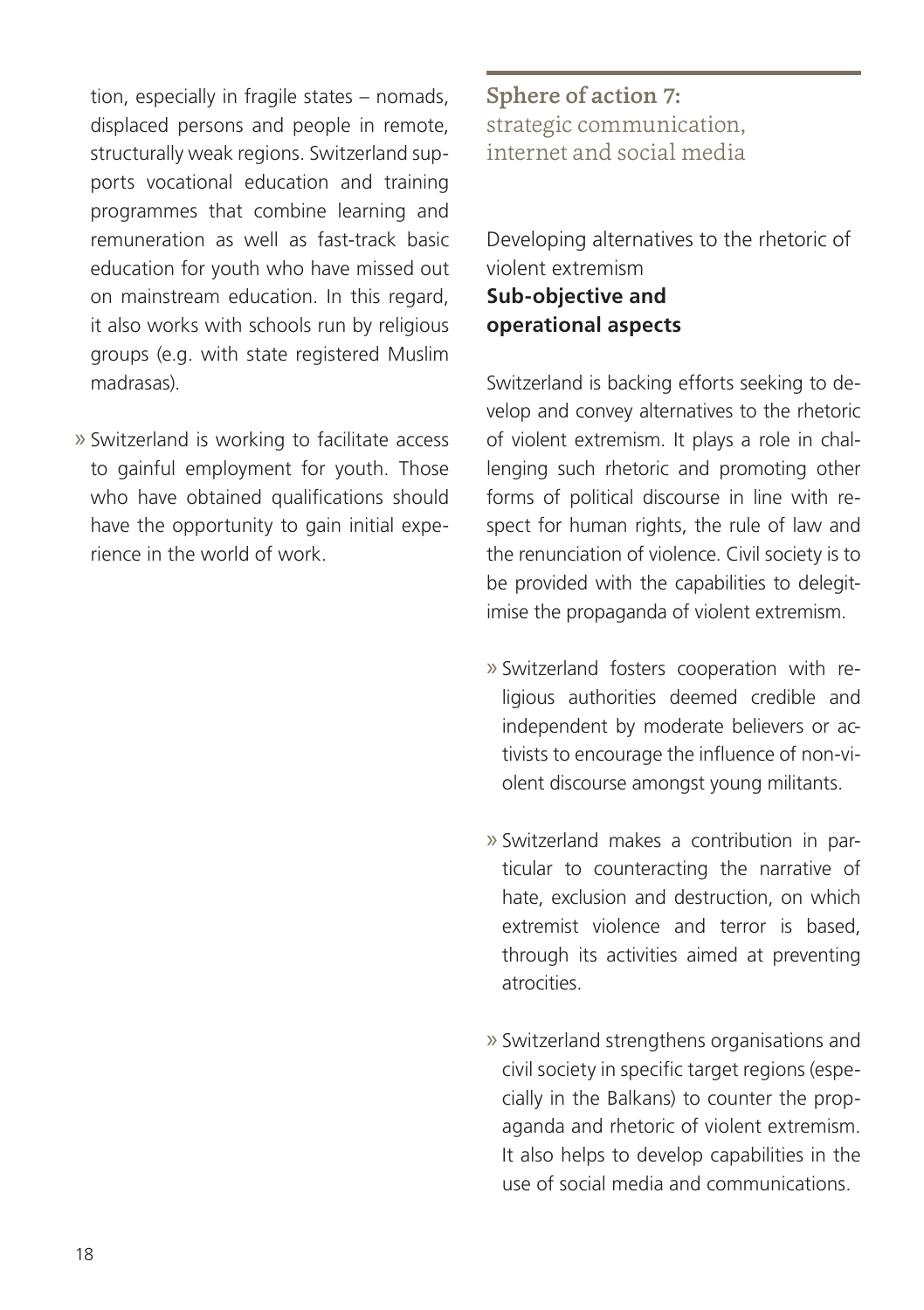tion, especially in fragile states – nomads, displaced persons and people in remote, structurally weak regions. Switzerland supports vocational education and training programmes that combine learning and remuneration as well as fast-track basic education for youth who have missed out on mainstream education. In this regard, it also works with schools run by religious groups (e.g. with state registered Muslim madrasas).

» Switzerland is working to facilitate access to gainful employment for youth. Those who have obtained qualifications should have the opportunity to gain initial experience in the world of work.

## Sphere of action 7: strategic communication, internet and social media

Developing alternatives to the rhetoric of violent extremism

**Sub-objective and operational aspects**

Switzerland is backing efforts seeking to develop and convey alternatives to the rhetoric of violent extremism. It plays a role in challenging such rhetoric and promoting other forms of political discourse in line with respect for human rights, the rule of law and the renunciation of violence. Civil society is to be provided with the capabilities to delegitimise the propaganda of violent extremism.

» Switzerland fosters cooperation with religious authorities deemed credible and independent by moderate believers or activists to encourage the influence of non-violent discourse amongst young militants.

» Switzerland makes a contribution in particular to counteracting the narrative of hate, exclusion and destruction, on which extremist violence and terror is based, through its activities aimed at preventing atrocities.

» Switzerland strengthens organisations and civil society in specific target regions (especially in the Balkans) to counter the propaganda and rhetoric of violent extremism. It also helps to develop capabilities in the use of social media and communications.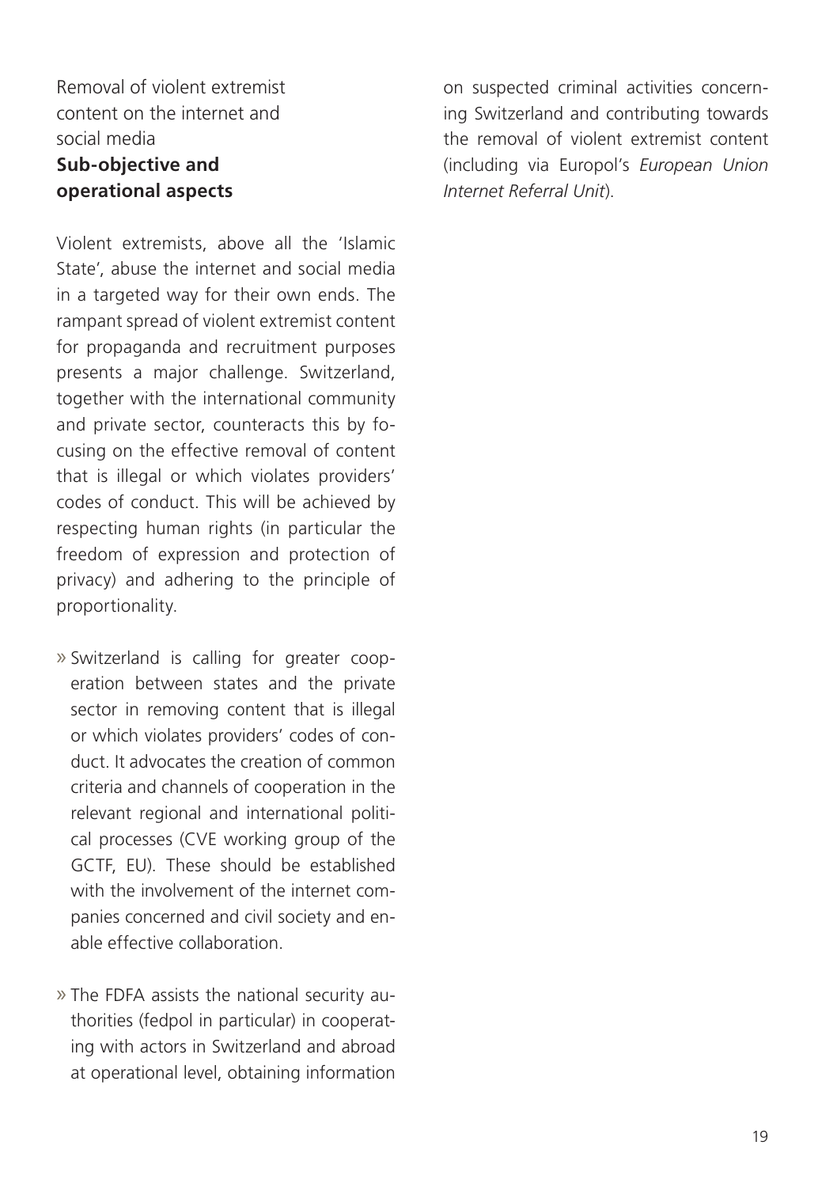## Removal of violent extremist content on the internet and social media

### Sub-objective and operational aspects

Violent extremists, above all the 'Islamic State', abuse the internet and social media in a targeted way for their own ends. The rampant spread of violent extremist content for propaganda and recruitment purposes presents a major challenge. Switzerland, together with the international community and private sector, counteracts this by focusing on the effective removal of content that is illegal or which violates providers' codes of conduct. This will be achieved by respecting human rights (in particular the freedom of expression and protection of privacy) and adhering to the principle of proportionality.

- Switzerland is calling for greater cooperation between states and the private sector in removing content that is illegal or which violates providers' codes of conduct. It advocates the creation of common criteria and channels of cooperation in the relevant regional and international political processes (CVE working group of the GCTF, EU). These should be established with the involvement of the internet companies concerned and civil society and enable effective collaboration.
- The FDFA assists the national security authorities (fedpol in particular) in cooperating with actors in Switzerland and abroad at operational level, obtaining information on suspected criminal activities concerning Switzerland and contributing towards the removal of violent extremist content (including via Europol's *European Union Internet Referral Unit*).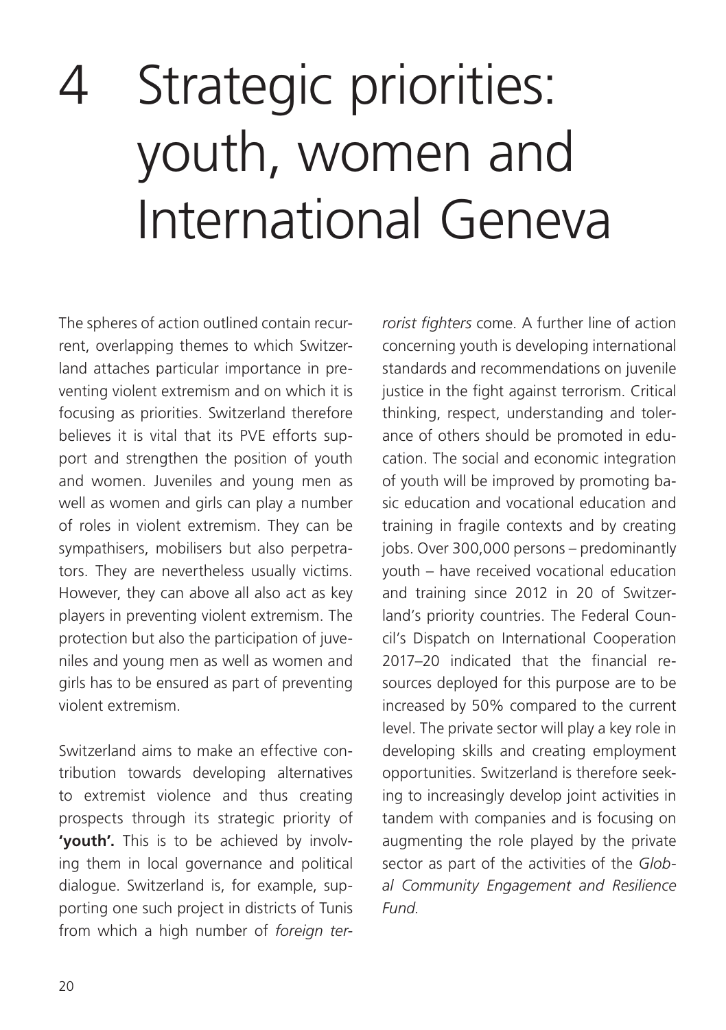# 4 Strategic priorities: youth, women and International Geneva

The spheres of action outlined contain recurrent, overlapping themes to which Switzerland attaches particular importance in preventing violent extremism and on which it is focusing as priorities. Switzerland therefore believes it is vital that its PVE efforts support and strengthen the position of youth and women. Juveniles and young men as well as women and girls can play a number of roles in violent extremism. They can be sympathisers, mobilisers but also perpetrators. They are nevertheless usually victims. However, they can above all also act as key players in preventing violent extremism. The protection but also the participation of juveniles and young men as well as women and girls has to be ensured as part of preventing violent extremism.

Switzerland aims to make an effective contribution towards developing alternatives to extremist violence and thus creating prospects through its strategic priority of **'youth'.** This is to be achieved by involving them in local governance and political dialogue. Switzerland is, for example, supporting one such project in districts of Tunis from which a high number of *foreign terrorist fighters* come. A further line of action concerning youth is developing international standards and recommendations on juvenile justice in the fight against terrorism. Critical thinking, respect, understanding and tolerance of others should be promoted in education. The social and economic integration of youth will be improved by promoting basic education and vocational education and training in fragile contexts and by creating jobs. Over 300,000 persons – predominantly youth – have received vocational education and training since 2012 in 20 of Switzerland's priority countries. The Federal Council's Dispatch on International Cooperation 2017–20 indicated that the financial resources deployed for this purpose are to be increased by 50% compared to the current level. The private sector will play a key role in developing skills and creating employment opportunities. Switzerland is therefore seeking to increasingly develop joint activities in tandem with companies and is focusing on augmenting the role played by the private sector as part of the activities of the *Global Community Engagement and Resilience Fund.*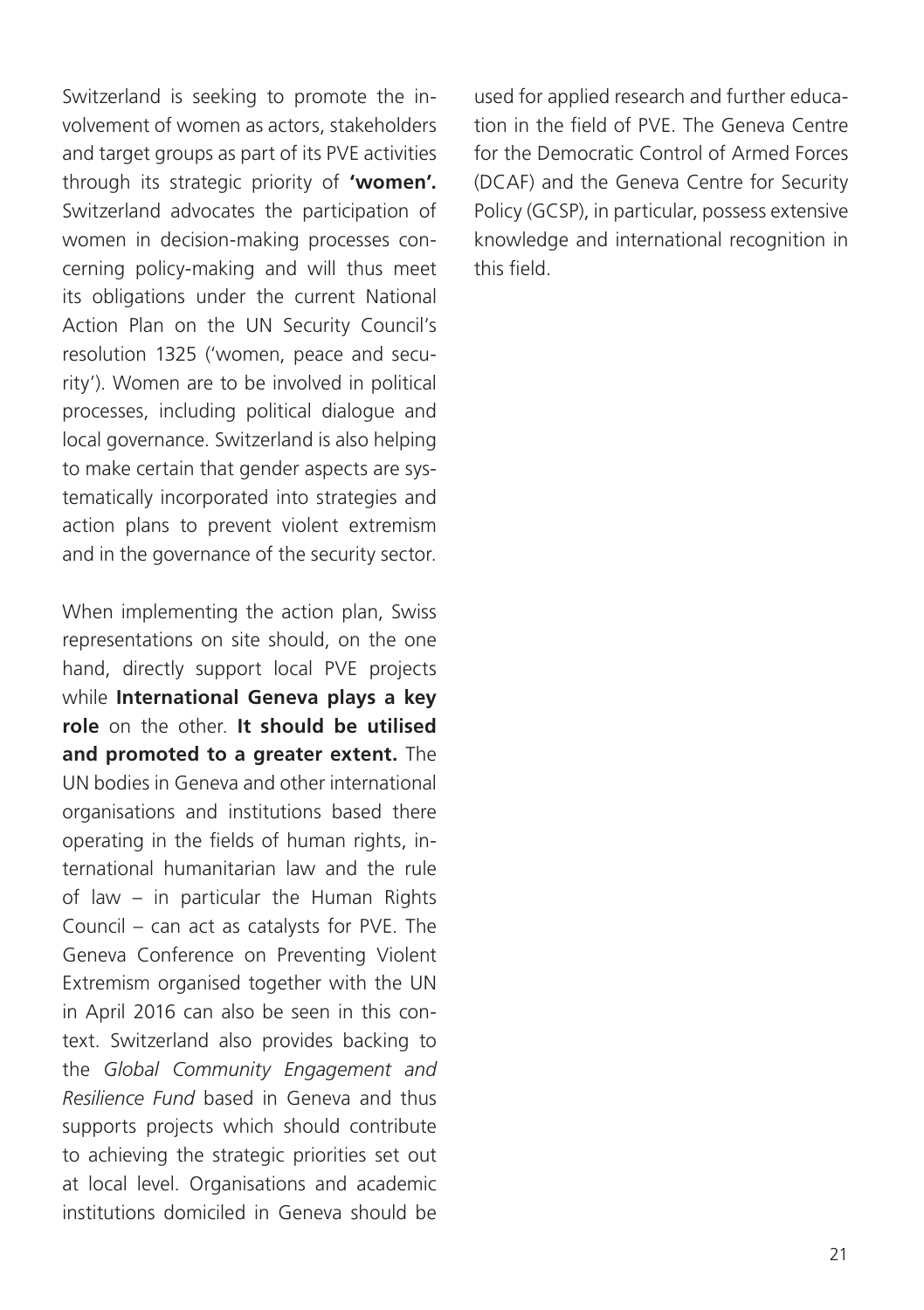Switzerland is seeking to promote the involvement of women as actors, stakeholders and target groups as part of its PVE activities through its strategic priority of **'women'.** Switzerland advocates the participation of women in decision-making processes concerning policy-making and will thus meet its obligations under the current National Action Plan on the UN Security Council's resolution 1325 ('women, peace and security'). Women are to be involved in political processes, including political dialogue and local governance. Switzerland is also helping to make certain that gender aspects are systematically incorporated into strategies and action plans to prevent violent extremism and in the governance of the security sector.

When implementing the action plan, Swiss representations on site should, on the one hand, directly support local PVE projects while **International Geneva plays a key role** on the other. **It should be utilised and promoted to a greater extent.** The UN bodies in Geneva and other international organisations and institutions based there operating in the fields of human rights, international humanitarian law and the rule of law – in particular the Human Rights Council – can act as catalysts for PVE. The Geneva Conference on Preventing Violent Extremism organised together with the UN in April 2016 can also be seen in this context. Switzerland also provides backing to the *Global Community Engagement and Resilience Fund* based in Geneva and thus supports projects which should contribute to achieving the strategic priorities set out at local level. Organisations and academic institutions domiciled in Geneva should be used for applied research and further education in the field of PVE. The Geneva Centre for the Democratic Control of Armed Forces (DCAF) and the Geneva Centre for Security Policy (GCSP), in particular, possess extensive knowledge and international recognition in this field.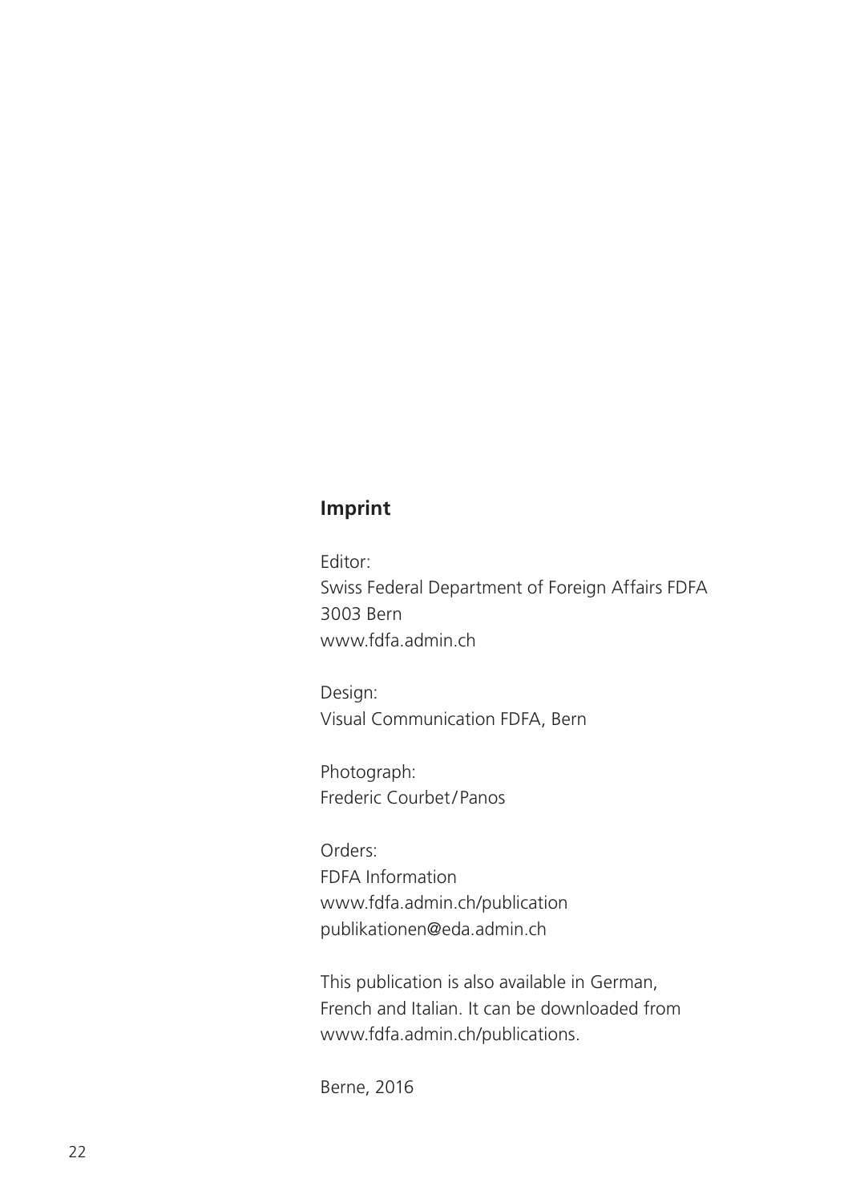## Imprint

Editor:
Swiss Federal Department of Foreign Affairs FDFA
3003 Bern
www.fdfa.admin.ch

Design:
Visual Communication FDFA, Bern

Photograph:
Frederic Courbet/Panos

Orders:
FDFA Information
www.fdfa.admin.ch/publication
publikationen@eda.admin.ch

This publication is also available in German, French and Italian. It can be downloaded from www.fdfa.admin.ch/publications.

Berne, 2016